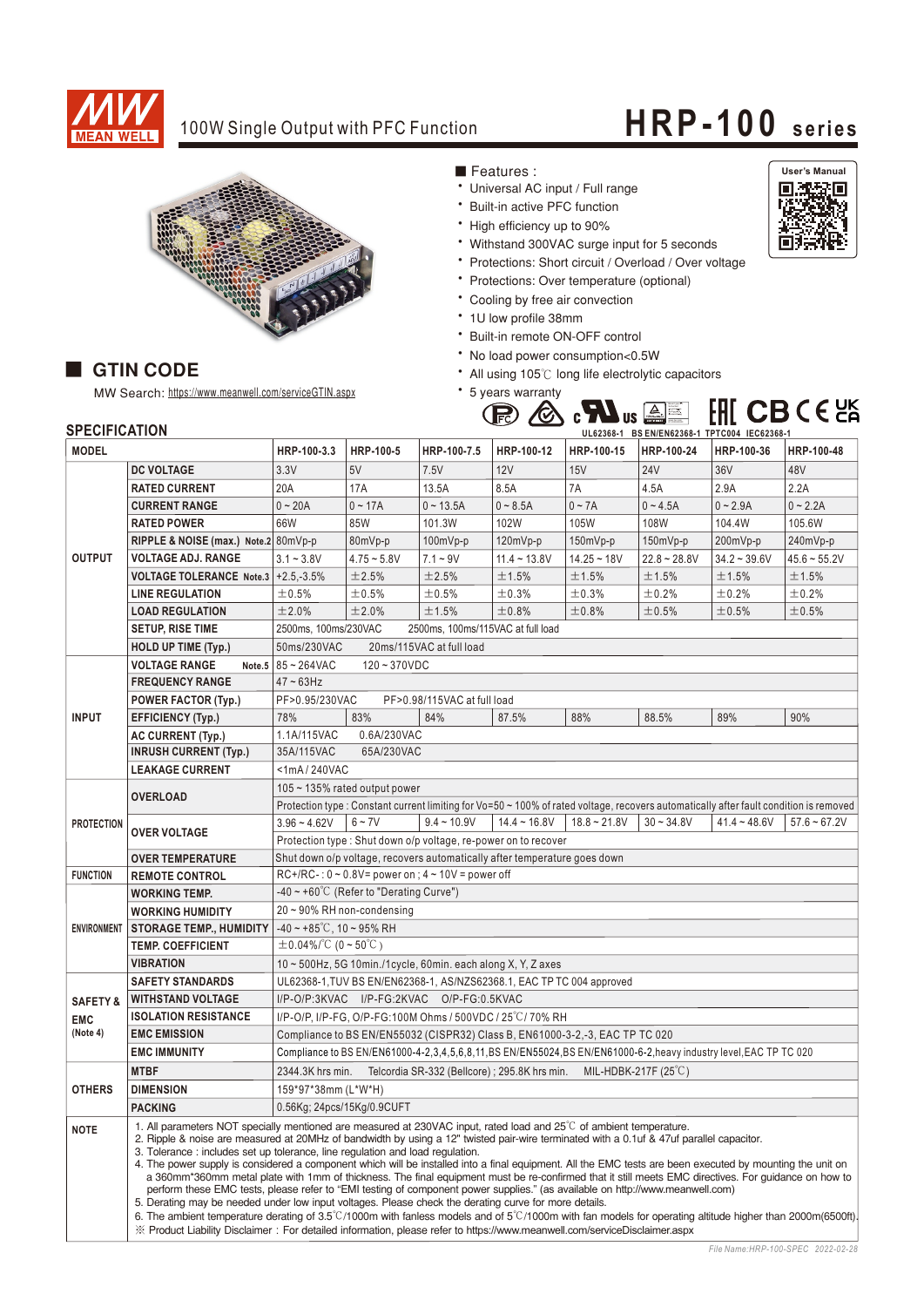# MEAN WELL

## 100W Single Output with PFC Function — HRP-100 series

User's Manual

### ■ Features :

- Universal AC input / Full range
- Built-in active PFC function
- High efficiency up to 90%
- Withstand 300VAC surge input for 5 seconds
- Protections: Short circuit / Overload / Over voltage
- Protections: Over temperature (optional)
- Cooling by free air convection
- 1U low profile 38mm
- Built-in remote ON-OFF control
- No load power consumption<0.5W
- All using 105℃ long life electrolytic capacitors
- 5 years warranty

UL62368-1 BS EN/EN62368-1 TPTC004 IEC62368-1

## ■ GTIN CODE

MW Search: https://www.meanwell.com/serviceGTIN.aspx

## SPECIFICATION

| MODEL | | HRP-100-3.3 | HRP-100-5 | HRP-100-7.5 | HRP-100-12 | HRP-100-15 | HRP-100-24 | HRP-100-36 | HRP-100-48 |
|---|---|---|---|---|---|---|---|---|---|
| OUTPUT | DC VOLTAGE | 3.3V | 5V | 7.5V | 12V | 15V | 24V | 36V | 48V |
| | RATED CURRENT | 20A | 17A | 13.5A | 8.5A | 7A | 4.5A | 2.9A | 2.2A |
| | CURRENT RANGE | 0 ~ 20A | 0 ~ 17A | 0 ~ 13.5A | 0 ~ 8.5A | 0 ~ 7A | 0 ~ 4.5A | 0 ~ 2.9A | 0 ~ 2.2A |
| | RATED POWER | 66W | 85W | 101.3W | 102W | 105W | 108W | 104.4W | 105.6W |
| | RIPPLE & NOISE (max.) Note.2 | 80mVp-p | 80mVp-p | 100mVp-p | 120mVp-p | 150mVp-p | 150mVp-p | 200mVp-p | 240mVp-p |
| | VOLTAGE ADJ. RANGE | 3.1 ~ 3.8V | 4.75 ~ 5.8V | 7.1 ~ 9V | 11.4 ~ 13.8V | 14.25 ~ 18V | 22.8 ~ 28.8V | 34.2 ~ 39.6V | 45.6 ~ 55.2V |
| | VOLTAGE TOLERANCE Note.3 | +2.5,-3.5% | ±2.5% | ±2.5% | ±1.5% | ±1.5% | ±1.5% | ±1.5% | ±1.5% |
| | LINE REGULATION | ±0.5% | ±0.5% | ±0.5% | ±0.3% | ±0.3% | ±0.2% | ±0.2% | ±0.2% |
| | LOAD REGULATION | ±2.0% | ±2.0% | ±1.5% | ±0.8% | ±0.8% | ±0.5% | ±0.5% | ±0.5% |
| | SETUP, RISE TIME | 2500ms, 100ms/230VAC 2500ms, 100ms/115VAC at full load | | | | | | | |
| | HOLD UP TIME (Typ.) | 50ms/230VAC 20ms/115VAC at full load | | | | | | | |
| INPUT | VOLTAGE RANGE Note.5 | 85 ~ 264VAC 120 ~ 370VDC | | | | | | | |
| | FREQUENCY RANGE | 47 ~ 63Hz | | | | | | | |
| | POWER FACTOR (Typ.) | PF>0.95/230VAC PF>0.98/115VAC at full load | | | | | | | |
| | EFFICIENCY (Typ.) | 78% | 83% | 84% | 87.5% | 88% | 88.5% | 89% | 90% |
| | AC CURRENT (Typ.) | 1.1A/115VAC 0.6A/230VAC | | | | | | | |
| | INRUSH CURRENT (Typ.) | 35A/115VAC 65A/230VAC | | | | | | | |
| | LEAKAGE CURRENT | <1mA / 240VAC | | | | | | | |
| PROTECTION | OVERLOAD | 105 ~ 135% rated output power | | | | | | | |
| | | Protection type : Constant current limiting for Vo=50 ~ 100% of rated voltage, recovers automatically after fault condition is removed | | | | | | | |
| | OVER VOLTAGE | 3.96 ~ 4.62V | 6 ~ 7V | 9.4 ~ 10.9V | 14.4 ~ 16.8V | 18.8 ~ 21.8V | 30 ~ 34.8V | 41.4 ~ 48.6V | 57.6 ~ 67.2V |
| | | Protection type : Shut down o/p voltage, re-power on to recover | | | | | | | |
| | OVER TEMPERATURE | Shut down o/p voltage, recovers automatically after temperature goes down | | | | | | | |
| FUNCTION | REMOTE CONTROL | RC+/RC- : 0 ~ 0.8V= power on ; 4 ~ 10V = power off | | | | | | | |
| ENVIRONMENT | WORKING TEMP. | -40 ~ +60℃ (Refer to "Derating Curve") | | | | | | | |
| | WORKING HUMIDITY | 20 ~ 90% RH non-condensing | | | | | | | |
| | STORAGE TEMP., HUMIDITY | -40 ~ +85℃, 10 ~ 95% RH | | | | | | | |
| | TEMP. COEFFICIENT | ±0.04%/℃ (0 ~ 50℃) | | | | | | | |
| | VIBRATION | 10 ~ 500Hz, 5G 10min./1cycle, 60min. each along X, Y, Z axes | | | | | | | |
| SAFETY & EMC (Note 4) | SAFETY STANDARDS | UL62368-1,TUV BS EN/EN62368-1, AS/NZS62368.1, EAC TP TC 004 approved | | | | | | | |
| | WITHSTAND VOLTAGE | I/P-O/P:3KVAC I/P-FG:2KVAC O/P-FG:0.5KVAC | | | | | | | |
| | ISOLATION RESISTANCE | I/P-O/P, I/P-FG, O/P-FG:100M Ohms / 500VDC / 25℃/ 70% RH | | | | | | | |
| | EMC EMISSION | Compliance to BS EN/EN55032 (CISPR32) Class B, EN61000-3-2,-3, EAC TP TC 020 | | | | | | | |
| | EMC IMMUNITY | Compliance to BS EN/EN61000-4-2,3,4,5,6,8,11,BS EN/EN55024,BS EN/EN61000-6-2,heavy industry level,EAC TP TC 020 | | | | | | | |
| OTHERS | MTBF | 2344.3K hrs min. Telcordia SR-332 (Bellcore) ; 295.8K hrs min. MIL-HDBK-217F (25℃) | | | | | | | |
| | DIMENSION | 159*97*38mm (L*W*H) | | | | | | | |
| | PACKING | 0.56Kg; 24pcs/15Kg/0.9CUFT | | | | | | | |

**NOTE**

1. All parameters NOT specially mentioned are measured at 230VAC input, rated load and 25℃ of ambient temperature.
2. Ripple & noise are measured at 20MHz of bandwidth by using a 12" twisted pair-wire terminated with a 0.1uf & 47uf parallel capacitor.
3. Tolerance : includes set up tolerance, line regulation and load regulation.
4. The power supply is considered a component which will be installed into a final equipment. All the EMC tests are been executed by mounting the unit on a 360mm*360mm metal plate with 1mm of thickness. The final equipment must be re-confirmed that it still meets EMC directives. For guidance on how to perform these EMC tests, please refer to "EMI testing of component power supplies." (as available on http://www.meanwell.com)
5. Derating may be needed under low input voltages. Please check the derating curve for more details.
6. The ambient temperature derating of 3.5℃/1000m with fanless models and of 5℃/1000m with fan models for operating altitude higher than 2000m(6500ft).

※ Product Liability Disclaimer : For detailed information, please refer to https://www.meanwell.com/serviceDisclaimer.aspx

File Name:HRP-100-SPEC 2022-02-28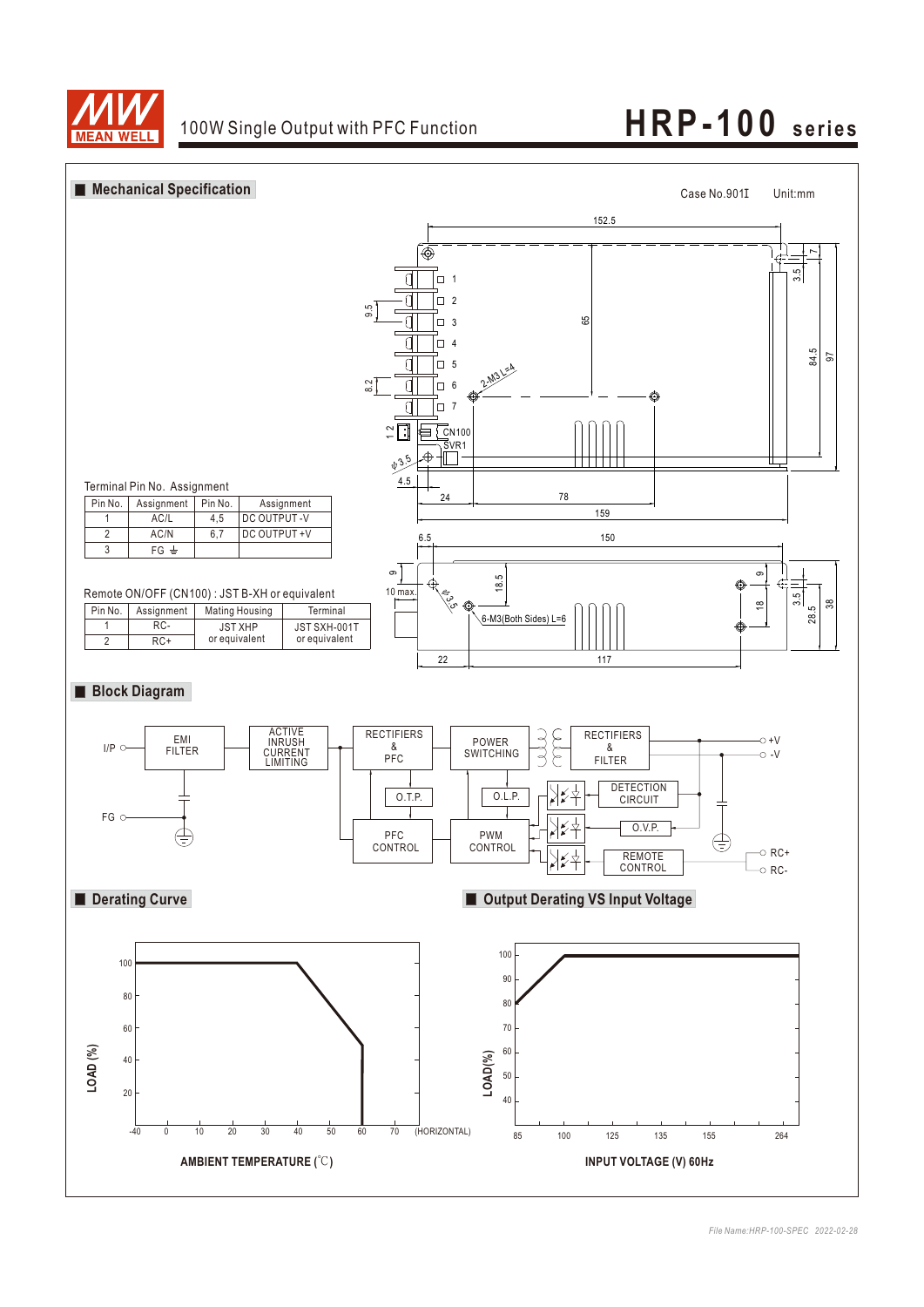## Mechanical Specification

Case No.901I Unit:mm

152.5
7
3.5
65
84.5
97
9.5
8.2
1.2
1
2
3
4
5
6
7
2-M3 L=4
CN100
SVR1
φ3.5
4.5
24
78
159
6.5
150
9
10 max.
φ3.5
18.5
6-M3(Both Sides) L=6
9
18
3.5
28.5
38
22
117

Terminal Pin No. Assignment

| Pin No. | Assignment | Pin No. | Assignment |
|---|---|---|---|
| 1 | AC/L | 4,5 | DC OUTPUT -V |
| 2 | AC/N | 6,7 | DC OUTPUT +V |
| 3 | FG ⏚ | | |

Remote ON/OFF (CN100) : JST B-XH or equivalent

| Pin No. | Assignment | Mating Housing | Terminal |
|---|---|---|---|
| 1 | RC- | JST XHP or equivalent | JST SXH-001T or equivalent |
| 2 | RC+ | | |

## Block Diagram

I/P
FG
EMI FILTER
ACTIVE INRUSH CURRENT LIMITING
RECTIFIERS & PFC
POWER SWITCHING
RECTIFIERS & FILTER
+V
-V
O.T.P.
O.L.P.
DETECTION CIRCUIT
PFC CONTROL
PWM CONTROL
O.V.P.
REMOTE CONTROL
RC+
RC-

## Derating Curve

LOAD (%)
100
80
60
40
20
-40 0 10 20 30 40 50 60 70 (HORIZONTAL)
AMBIENT TEMPERATURE (℃)

## Output Derating VS Input Voltage

LOAD(%)
100
90
80
70
60
50
40
85 100 125 135 155 264
INPUT VOLTAGE (V) 60Hz

*File Name:HRP-100-SPEC 2022-02-28*